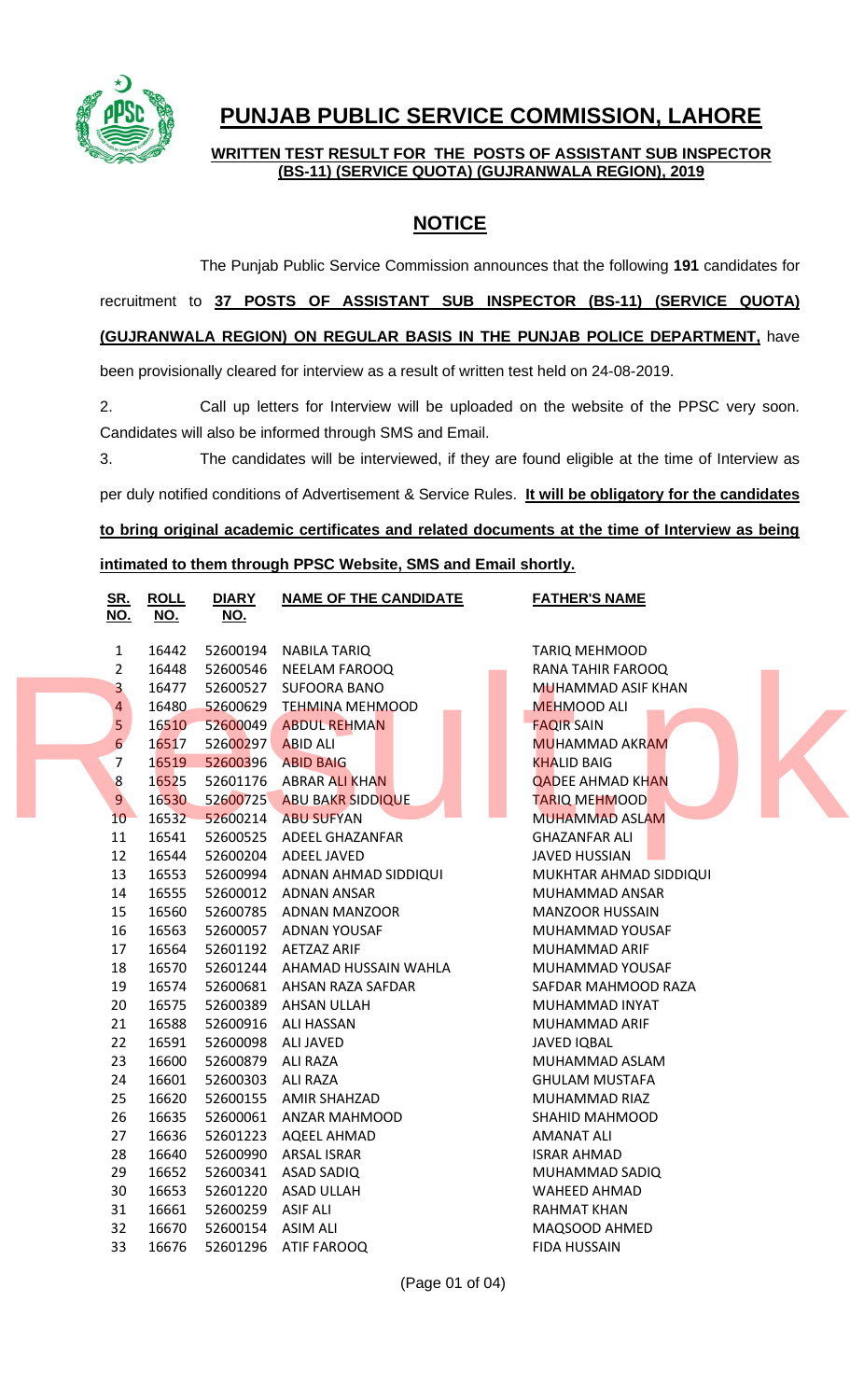# PUNJAB PUBLIC SERVICE COMMISSION, LAHORE

**WRITTEN TEST RESULT FOR THE POSTS OF ASSISTANT SUB INSPECTOR (BS-11) (SERVICE QUOTA) (GUJRANWALA REGION), 2019**

## NOTICE

The Punjab Public Service Commission announces that the following **191** candidates for recruitment to **37 POSTS OF ASSISTANT SUB INSPECTOR (BS-11) (SERVICE QUOTA) (GUJRANWALA REGION) ON REGULAR BASIS IN THE PUNJAB POLICE DEPARTMENT,** have been provisionally cleared for interview as a result of written test held on 24-08-2019.

2. Call up letters for Interview will be uploaded on the website of the PPSC very soon. Candidates will also be informed through SMS and Email.

3. The candidates will be interviewed, if they are found eligible at the time of Interview as per duly notified conditions of Advertisement & Service Rules. **It will be obligatory for the candidates to bring original academic certificates and related documents at the time of Interview as being intimated to them through PPSC Website, SMS and Email shortly.**

| SR. NO. | ROLL NO. | DIARY NO. | NAME OF THE CANDIDATE | FATHER'S NAME |
|---|---|---|---|---|
| 1 | 16442 | 52600194 | NABILA TARIQ | TARIQ MEHMOOD |
| 2 | 16448 | 52600546 | NEELAM FAROOQ | RANA TAHIR FAROOQ |
| 3 | 16477 | 52600527 | SUFOORA BANO | MUHAMMAD ASIF KHAN |
| 4 | 16480 | 52600629 | TEHMINA MEHMOOD | MEHMOOD ALI |
| 5 | 16510 | 52600049 | ABDUL REHMAN | FAQIR SAIN |
| 6 | 16517 | 52600297 | ABID ALI | MUHAMMAD AKRAM |
| 7 | 16519 | 52600396 | ABID BAIG | KHALID BAIG |
| 8 | 16525 | 52601176 | ABRAR ALI KHAN | QADEE AHMAD KHAN |
| 9 | 16530 | 52600725 | ABU BAKR SIDDIQUE | TARIQ MEHMOOD |
| 10 | 16532 | 52600214 | ABU SUFYAN | MUHAMMAD ASLAM |
| 11 | 16541 | 52600525 | ADEEL GHAZANFAR | GHAZANFAR ALI |
| 12 | 16544 | 52600204 | ADEEL JAVED | JAVED HUSSIAN |
| 13 | 16553 | 52600994 | ADNAN AHMAD SIDDIQUI | MUKHTAR AHMAD SIDDIQUI |
| 14 | 16555 | 52600012 | ADNAN ANSAR | MUHAMMAD ANSAR |
| 15 | 16560 | 52600785 | ADNAN MANZOOR | MANZOOR HUSSAIN |
| 16 | 16563 | 52600057 | ADNAN YOUSAF | MUHAMMAD YOUSAF |
| 17 | 16564 | 52601192 | AETZAZ ARIF | MUHAMMAD ARIF |
| 18 | 16570 | 52601244 | AHAMAD HUSSAIN WAHLA | MUHAMMAD YOUSAF |
| 19 | 16574 | 52600681 | AHSAN RAZA SAFDAR | SAFDAR MAHMOOD RAZA |
| 20 | 16575 | 52600389 | AHSAN ULLAH | MUHAMMAD INYAT |
| 21 | 16588 | 52600916 | ALI HASSAN | MUHAMMAD ARIF |
| 22 | 16591 | 52600098 | ALI JAVED | JAVED IQBAL |
| 23 | 16600 | 52600879 | ALI RAZA | MUHAMMAD ASLAM |
| 24 | 16601 | 52600303 | ALI RAZA | GHULAM MUSTAFA |
| 25 | 16620 | 52600155 | AMIR SHAHZAD | MUHAMMAD RIAZ |
| 26 | 16635 | 52600061 | ANZAR MAHMOOD | SHAHID MAHMOOD |
| 27 | 16636 | 52601223 | AQEEL AHMAD | AMANAT ALI |
| 28 | 16640 | 52600990 | ARSAL ISRAR | ISRAR AHMAD |
| 29 | 16652 | 52600341 | ASAD SADIQ | MUHAMMAD SADIQ |
| 30 | 16653 | 52601220 | ASAD ULLAH | WAHEED AHMAD |
| 31 | 16661 | 52600259 | ASIF ALI | RAHMAT KHAN |
| 32 | 16670 | 52600154 | ASIM ALI | MAQSOOD AHMED |
| 33 | 16676 | 52601296 | ATIF FAROOQ | FIDA HUSSAIN |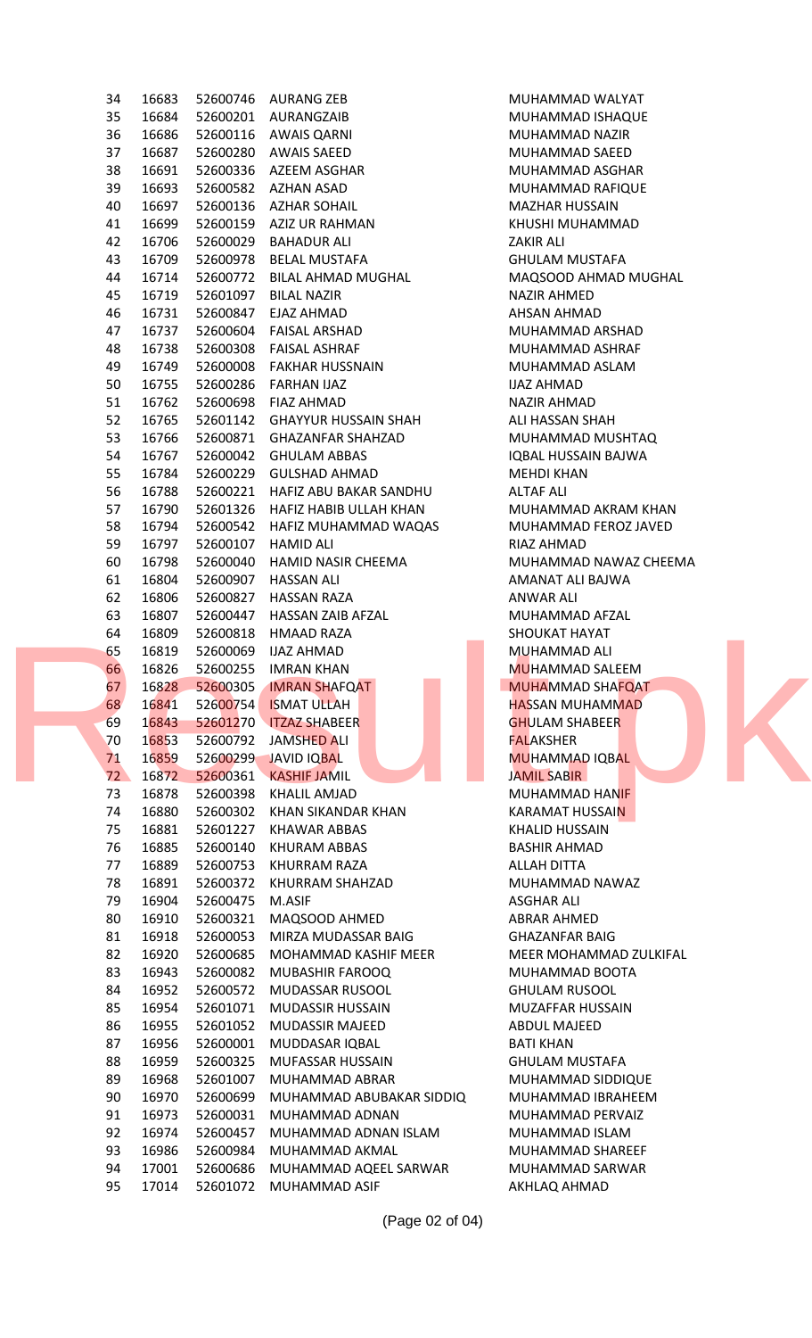| | | | | |
|---|---|---|---|---|
| 34 | 16683 | 52600746 | AURANG ZEB | MUHAMMAD WALYAT |
| 35 | 16684 | 52600201 | AURANGZAIB | MUHAMMAD ISHAQUE |
| 36 | 16686 | 52600116 | AWAIS QARNI | MUHAMMAD NAZIR |
| 37 | 16687 | 52600280 | AWAIS SAEED | MUHAMMAD SAEED |
| 38 | 16691 | 52600336 | AZEEM ASGHAR | MUHAMMAD ASGHAR |
| 39 | 16693 | 52600582 | AZHAN ASAD | MUHAMMAD RAFIQUE |
| 40 | 16697 | 52600136 | AZHAR SOHAIL | MAZHAR HUSSAIN |
| 41 | 16699 | 52600159 | AZIZ UR RAHMAN | KHUSHI MUHAMMAD |
| 42 | 16706 | 52600029 | BAHADUR ALI | ZAKIR ALI |
| 43 | 16709 | 52600978 | BELAL MUSTAFA | GHULAM MUSTAFA |
| 44 | 16714 | 52600772 | BILAL AHMAD MUGHAL | MAQSOOD AHMAD MUGHAL |
| 45 | 16719 | 52601097 | BILAL NAZIR | NAZIR AHMED |
| 46 | 16731 | 52600847 | EJAZ AHMAD | AHSAN AHMAD |
| 47 | 16737 | 52600604 | FAISAL ARSHAD | MUHAMMAD ARSHAD |
| 48 | 16738 | 52600308 | FAISAL ASHRAF | MUHAMMAD ASHRAF |
| 49 | 16749 | 52600008 | FAKHAR HUSSNAIN | MUHAMMAD ASLAM |
| 50 | 16755 | 52600286 | FARHAN IJAZ | IJAZ AHMAD |
| 51 | 16762 | 52600698 | FIAZ AHMAD | NAZIR AHMAD |
| 52 | 16765 | 52601142 | GHAYYUR HUSSAIN SHAH | ALI HASSAN SHAH |
| 53 | 16766 | 52600871 | GHAZANFAR SHAHZAD | MUHAMMAD MUSHTAQ |
| 54 | 16767 | 52600042 | GHULAM ABBAS | IQBAL HUSSAIN BAJWA |
| 55 | 16784 | 52600229 | GULSHAD AHMAD | MEHDI KHAN |
| 56 | 16788 | 52600221 | HAFIZ ABU BAKAR SANDHU | ALTAF ALI |
| 57 | 16790 | 52601326 | HAFIZ HABIB ULLAH KHAN | MUHAMMAD AKRAM KHAN |
| 58 | 16794 | 52600542 | HAFIZ MUHAMMAD WAQAS | MUHAMMAD FEROZ JAVED |
| 59 | 16797 | 52600107 | HAMID ALI | RIAZ AHMAD |
| 60 | 16798 | 52600040 | HAMID NASIR CHEEMA | MUHAMMAD NAWAZ CHEEMA |
| 61 | 16804 | 52600907 | HASSAN ALI | AMANAT ALI BAJWA |
| 62 | 16806 | 52600827 | HASSAN RAZA | ANWAR ALI |
| 63 | 16807 | 52600447 | HASSAN ZAIB AFZAL | MUHAMMAD AFZAL |
| 64 | 16809 | 52600818 | HMAAD RAZA | SHOUKAT HAYAT |
| 65 | 16819 | 52600069 | IJAZ AHMAD | MUHAMMAD ALI |
| 66 | 16826 | 52600255 | IMRAN KHAN | MUHAMMAD SALEEM |
| 67 | 16828 | 52600305 | IMRAN SHAFQAT | MUHAMMAD SHAFQAT |
| 68 | 16841 | 52600754 | ISMAT ULLAH | HASSAN MUHAMMAD |
| 69 | 16843 | 52601270 | ITZAZ SHABEER | GHULAM SHABEER |
| 70 | 16853 | 52600792 | JAMSHED ALI | FALAKSHER |
| 71 | 16859 | 52600299 | JAVID IQBAL | MUHAMMAD IQBAL |
| 72 | 16872 | 52600361 | KASHIF JAMIL | JAMIL SABIR |
| 73 | 16878 | 52600398 | KHALIL AMJAD | MUHAMMAD HANIF |
| 74 | 16880 | 52600302 | KHAN SIKANDAR KHAN | KARAMAT HUSSAIN |
| 75 | 16881 | 52601227 | KHAWAR ABBAS | KHALID HUSSAIN |
| 76 | 16885 | 52600140 | KHURAM ABBAS | BASHIR AHMAD |
| 77 | 16889 | 52600753 | KHURRAM RAZA | ALLAH DITTA |
| 78 | 16891 | 52600372 | KHURRAM SHAHZAD | MUHAMMAD NAWAZ |
| 79 | 16904 | 52600475 | M.ASIF | ASGHAR ALI |
| 80 | 16910 | 52600321 | MAQSOOD AHMED | ABRAR AHMED |
| 81 | 16918 | 52600053 | MIRZA MUDASSAR BAIG | GHAZANFAR BAIG |
| 82 | 16920 | 52600685 | MOHAMMAD KASHIF MEER | MEER MOHAMMAD ZULKIFAL |
| 83 | 16943 | 52600082 | MUBASHIR FAROOQ | MUHAMMAD BOOTA |
| 84 | 16952 | 52600572 | MUDASSAR RUSOOL | GHULAM RUSOOL |
| 85 | 16954 | 52601071 | MUDASSIR HUSSAIN | MUZAFFAR HUSSAIN |
| 86 | 16955 | 52601052 | MUDASSIR MAJEED | ABDUL MAJEED |
| 87 | 16956 | 52600001 | MUDDASAR IQBAL | BATI KHAN |
| 88 | 16959 | 52600325 | MUFASSAR HUSSAIN | GHULAM MUSTAFA |
| 89 | 16968 | 52601007 | MUHAMMAD ABRAR | MUHAMMAD SIDDIQUE |
| 90 | 16970 | 52600699 | MUHAMMAD ABUBAKAR SIDDIQ | MUHAMMAD IBRAHEEM |
| 91 | 16973 | 52600031 | MUHAMMAD ADNAN | MUHAMMAD PERVAIZ |
| 92 | 16974 | 52600457 | MUHAMMAD ADNAN ISLAM | MUHAMMAD ISLAM |
| 93 | 16986 | 52600984 | MUHAMMAD AKMAL | MUHAMMAD SHAREEF |
| 94 | 17001 | 52600686 | MUHAMMAD AQEEL SARWAR | MUHAMMAD SARWAR |
| 95 | 17014 | 52601072 | MUHAMMAD ASIF | AKHLAQ AHMAD |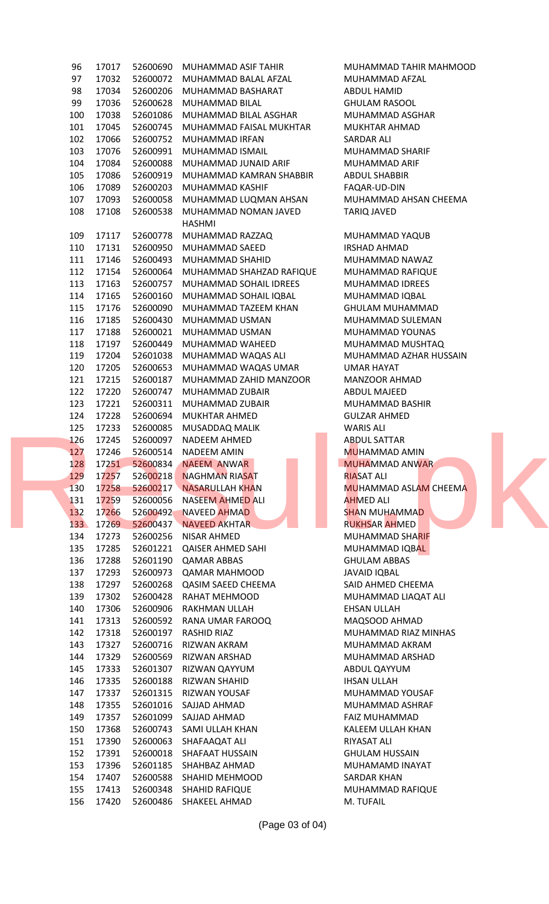| | | | | |
|---|---|---|---|---|
| 96 | 17017 | 52600690 | MUHAMMAD ASIF TAHIR | MUHAMMAD TAHIR MAHMOOD |
| 97 | 17032 | 52600072 | MUHAMMAD BALAL AFZAL | MUHAMMAD AFZAL |
| 98 | 17034 | 52600206 | MUHAMMAD BASHARAT | ABDUL HAMID |
| 99 | 17036 | 52600628 | MUHAMMAD BILAL | GHULAM RASOOL |
| 100 | 17038 | 52601086 | MUHAMMAD BILAL ASGHAR | MUHAMMAD ASGHAR |
| 101 | 17045 | 52600745 | MUHAMMAD FAISAL MUKHTAR | MUKHTAR AHMAD |
| 102 | 17066 | 52600752 | MUHAMMAD IRFAN | SARDAR ALI |
| 103 | 17076 | 52600991 | MUHAMMAD ISMAIL | MUHAMMAD SHARIF |
| 104 | 17084 | 52600088 | MUHAMMAD JUNAID ARIF | MUHAMMAD ARIF |
| 105 | 17086 | 52600919 | MUHAMMAD KAMRAN SHABBIR | ABDUL SHABBIR |
| 106 | 17089 | 52600203 | MUHAMMAD KASHIF | FAQAR-UD-DIN |
| 107 | 17093 | 52600058 | MUHAMMAD LUQMAN AHSAN | MUHAMMAD AHSAN CHEEMA |
| 108 | 17108 | 52600538 | MUHAMMAD NOMAN JAVED HASHMI | TARIQ JAVED |
| 109 | 17117 | 52600778 | MUHAMMAD RAZZAQ | MUHAMMAD YAQUB |
| 110 | 17131 | 52600950 | MUHAMMAD SAEED | IRSHAD AHMAD |
| 111 | 17146 | 52600493 | MUHAMMAD SHAHID | MUHAMMAD NAWAZ |
| 112 | 17154 | 52600064 | MUHAMMAD SHAHZAD RAFIQUE | MUHAMMAD RAFIQUE |
| 113 | 17163 | 52600757 | MUHAMMAD SOHAIL IDREES | MUHAMMAD IDREES |
| 114 | 17165 | 52600160 | MUHAMMAD SOHAIL IQBAL | MUHAMMAD IQBAL |
| 115 | 17176 | 52600090 | MUHAMMAD TAZEEM KHAN | GHULAM MUHAMMAD |
| 116 | 17185 | 52600430 | MUHAMMAD USMAN | MUHAMMAD SULEMAN |
| 117 | 17188 | 52600021 | MUHAMMAD USMAN | MUHAMMAD YOUNAS |
| 118 | 17197 | 52600449 | MUHAMMAD WAHEED | MUHAMMAD MUSHTAQ |
| 119 | 17204 | 52601038 | MUHAMMAD WAQAS ALI | MUHAMMAD AZHAR HUSSAIN |
| 120 | 17205 | 52600653 | MUHAMMAD WAQAS UMAR | UMAR HAYAT |
| 121 | 17215 | 52600187 | MUHAMMAD ZAHID MANZOOR | MANZOOR AHMAD |
| 122 | 17220 | 52600747 | MUHAMMAD ZUBAIR | ABDUL MAJEED |
| 123 | 17221 | 52600311 | MUHAMMAD ZUBAIR | MUHAMMAD BASHIR |
| 124 | 17228 | 52600694 | MUKHTAR AHMED | GULZAR AHMED |
| 125 | 17233 | 52600085 | MUSADDAQ MALIK | WARIS ALI |
| 126 | 17245 | 52600097 | NADEEM AHMED | ABDUL SATTAR |
| 127 | 17246 | 52600514 | NADEEM AMIN | MUHAMMAD AMIN |
| 128 | 17251 | 52600834 | NAEEM ANWAR | MUHAMMAD ANWAR |
| 129 | 17257 | 52600218 | NAGHMAN RIASAT | RIASAT ALI |
| 130 | 17258 | 52600217 | NASARULLAH KHAN | MUHAMMAD ASLAM CHEEMA |
| 131 | 17259 | 52600056 | NASEEM AHMED ALI | AHMED ALI |
| 132 | 17266 | 52600492 | NAVEED AHMAD | SHAN MUHAMMAD |
| 133 | 17269 | 52600437 | NAVEED AKHTAR | RUKHSAR AHMED |
| 134 | 17273 | 52600256 | NISAR AHMED | MUHAMMAD SHARIF |
| 135 | 17285 | 52601221 | QAISER AHMED SAHI | MUHAMMAD IQBAL |
| 136 | 17288 | 52601190 | QAMAR ABBAS | GHULAM ABBAS |
| 137 | 17293 | 52600973 | QAMAR MAHMOOD | JAVAID IQBAL |
| 138 | 17297 | 52600268 | QASIM SAEED CHEEMA | SAID AHMED CHEEMA |
| 139 | 17302 | 52600428 | RAHAT MEHMOOD | MUHAMMAD LIAQAT ALI |
| 140 | 17306 | 52600906 | RAKHMAN ULLAH | EHSAN ULLAH |
| 141 | 17313 | 52600592 | RANA UMAR FAROOQ | MAQSOOD AHMAD |
| 142 | 17318 | 52600197 | RASHID RIAZ | MUHAMMAD RIAZ MINHAS |
| 143 | 17327 | 52600716 | RIZWAN AKRAM | MUHAMMAD AKRAM |
| 144 | 17329 | 52600569 | RIZWAN ARSHAD | MUHAMMAD ARSHAD |
| 145 | 17333 | 52601307 | RIZWAN QAYYUM | ABDUL QAYYUM |
| 146 | 17335 | 52600188 | RIZWAN SHAHID | IHSAN ULLAH |
| 147 | 17337 | 52601315 | RIZWAN YOUSAF | MUHAMMAD YOUSAF |
| 148 | 17355 | 52601016 | SAJJAD AHMAD | MUHAMMAD ASHRAF |
| 149 | 17357 | 52601099 | SAJJAD AHMAD | FAIZ MUHAMMAD |
| 150 | 17368 | 52600743 | SAMI ULLAH KHAN | KALEEM ULLAH KHAN |
| 151 | 17390 | 52600063 | SHAFAAQAT ALI | RIYASAT ALI |
| 152 | 17391 | 52600018 | SHAFAAT HUSSAIN | GHULAM HUSSAIN |
| 153 | 17396 | 52601185 | SHAHBAZ AHMAD | MUHAMAMD INAYAT |
| 154 | 17407 | 52600588 | SHAHID MEHMOOD | SARDAR KHAN |
| 155 | 17413 | 52600348 | SHAHID RAFIQUE | MUHAMMAD RAFIQUE |
| 156 | 17420 | 52600486 | SHAKEEL AHMAD | M. TUFAIL |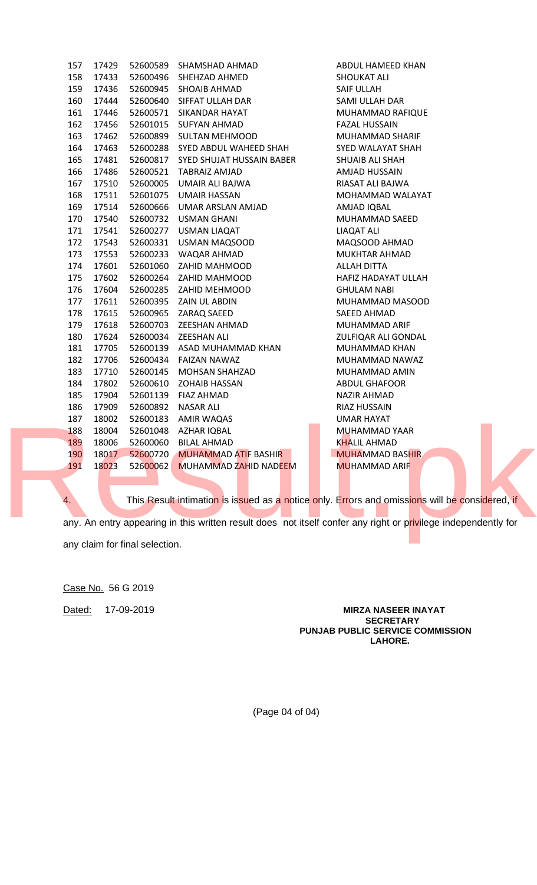| | | | | |
|---|---|---|---|---|
| 157 | 17429 | 52600589 | SHAMSHAD AHMAD | ABDUL HAMEED KHAN |
| 158 | 17433 | 52600496 | SHEHZAD AHMED | SHOUKAT ALI |
| 159 | 17436 | 52600945 | SHOAIB AHMAD | SAIF ULLAH |
| 160 | 17444 | 52600640 | SIFFAT ULLAH DAR | SAMI ULLAH DAR |
| 161 | 17446 | 52600571 | SIKANDAR HAYAT | MUHAMMAD RAFIQUE |
| 162 | 17456 | 52601015 | SUFYAN AHMAD | FAZAL HUSSAIN |
| 163 | 17462 | 52600899 | SULTAN MEHMOOD | MUHAMMAD SHARIF |
| 164 | 17463 | 52600288 | SYED ABDUL WAHEED SHAH | SYED WALAYAT SHAH |
| 165 | 17481 | 52600817 | SYED SHUJAT HUSSAIN BABER | SHUAIB ALI SHAH |
| 166 | 17486 | 52600521 | TABRAIZ AMJAD | AMJAD HUSSAIN |
| 167 | 17510 | 52600005 | UMAIR ALI BAJWA | RIASAT ALI BAJWA |
| 168 | 17511 | 52601075 | UMAIR HASSAN | MOHAMMAD WALAYAT |
| 169 | 17514 | 52600666 | UMAR ARSLAN AMJAD | AMJAD IQBAL |
| 170 | 17540 | 52600732 | USMAN GHANI | MUHAMMAD SAEED |
| 171 | 17541 | 52600277 | USMAN LIAQAT | LIAQAT ALI |
| 172 | 17543 | 52600331 | USMAN MAQSOOD | MAQSOOD AHMAD |
| 173 | 17553 | 52600233 | WAQAR AHMAD | MUKHTAR AHMAD |
| 174 | 17601 | 52601060 | ZAHID MAHMOOD | ALLAH DITTA |
| 175 | 17602 | 52600264 | ZAHID MAHMOOD | HAFIZ HADAYAT ULLAH |
| 176 | 17604 | 52600285 | ZAHID MEHMOOD | GHULAM NABI |
| 177 | 17611 | 52600395 | ZAIN UL ABDIN | MUHAMMAD MASOOD |
| 178 | 17615 | 52600965 | ZARAQ SAEED | SAEED AHMAD |
| 179 | 17618 | 52600703 | ZEESHAN AHMAD | MUHAMMAD ARIF |
| 180 | 17624 | 52600034 | ZEESHAN ALI | ZULFIQAR ALI GONDAL |
| 181 | 17705 | 52600139 | ASAD MUHAMMAD KHAN | MUHAMMAD KHAN |
| 182 | 17706 | 52600434 | FAIZAN NAWAZ | MUHAMMAD NAWAZ |
| 183 | 17710 | 52600145 | MOHSAN SHAHZAD | MUHAMMAD AMIN |
| 184 | 17802 | 52600610 | ZOHAIB HASSAN | ABDUL GHAFOOR |
| 185 | 17904 | 52601139 | FIAZ AHMAD | NAZIR AHMAD |
| 186 | 17909 | 52600892 | NASAR ALI | RIAZ HUSSAIN |
| 187 | 18002 | 52600183 | AMIR WAQAS | UMAR HAYAT |
| 188 | 18004 | 52601048 | AZHAR IQBAL | MUHAMMAD YAAR |
| 189 | 18006 | 52600060 | BILAL AHMAD | KHALIL AHMAD |
| 190 | 18017 | 52600720 | MUHAMMAD ATIF BASHIR | MUHAMMAD BASHIR |
| 191 | 18023 | 52600062 | MUHAMMAD ZAHID NADEEM | MUHAMMAD ARIF |

4. This Result intimation is issued as a notice only. Errors and omissions will be considered, if any. An entry appearing in this written result does not itself confer any right or privilege independently for any claim for final selection.

Case No. 56 G 2019

Dated: 17-09-2019

**MIRZA NASEER INAYAT**
**SECRETARY**
**PUNJAB PUBLIC SERVICE COMMISSION**
**LAHORE.**